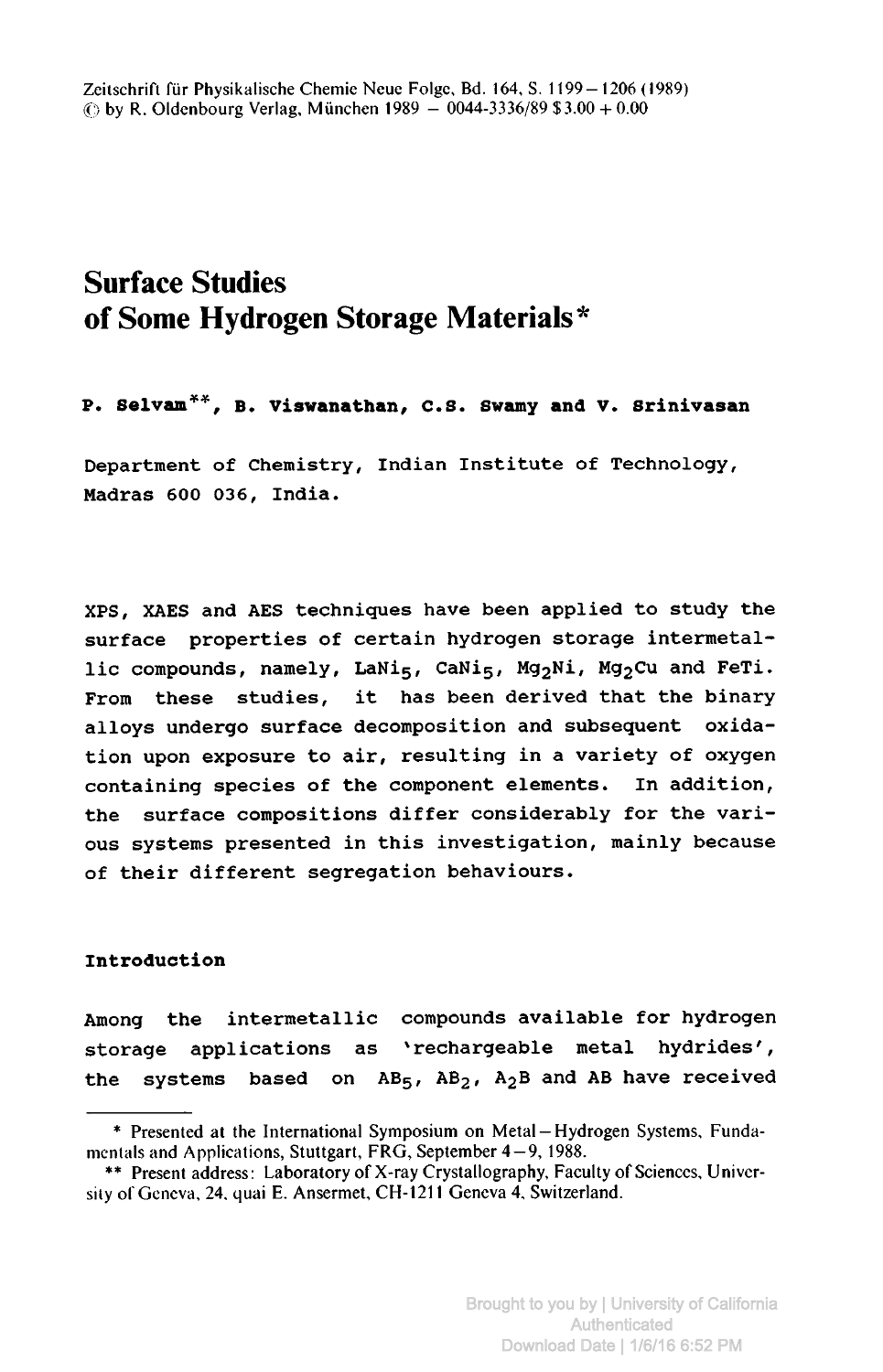# Surface Studies of Some Hydrogen Storage Materials*

**P. Selvam**, B. Viswanathan, C.S. Swamy and V. Srinivasan**

Department of Chemistry, Indian Institute of Technology, Madras 600 036, India.

XPS, XAES and AES techniques have been applied to study the surface properties of certain hydrogen storage intermetallic compounds, namely, $LaNi_5$, $CaNi_5$, $Mg_2Ni$, $Mg_2Cu$ and FeTi. From these studies, it has been derived that the binary alloys undergo surface decomposition and subsequent oxidation upon exposure to air, resulting in a variety of oxygen containing species of the component elements. In addition, the surface compositions differ considerably for the various systems presented in this investigation, mainly because of their different segregation behaviours.

## Introduction

Among the intermetallic compounds available for hydrogen storage applications as 'rechargeable metal hydrides', the systems based on $AB_5$, $AB_2$, $A_2B$ and AB have received

---

\* Presented at the International Symposium on Metal–Hydrogen Systems, Fundamentals and Applications, Stuttgart, FRG, September 4–9, 1988.

\*\* Present address: Laboratory of X-ray Crystallography, Faculty of Sciences, University of Geneva, 24, quai E. Ansermet, CH-1211 Geneva 4, Switzerland.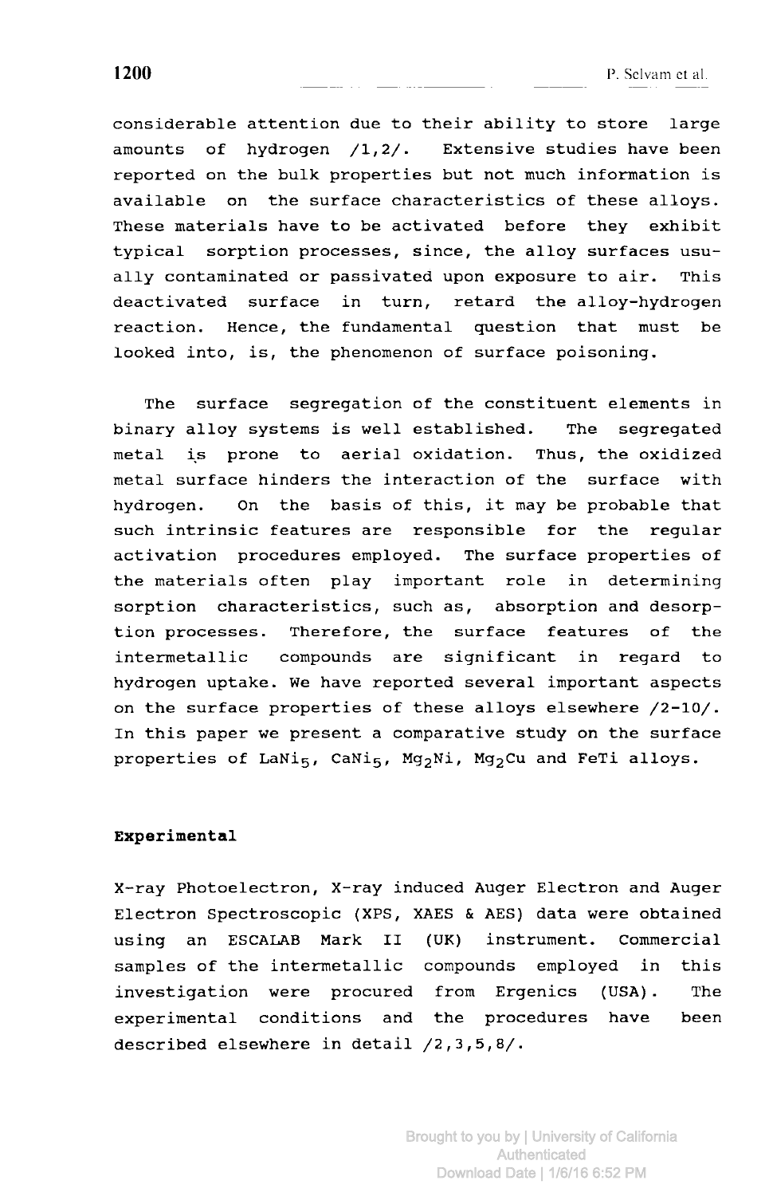considerable attention due to their ability to store large amounts of hydrogen /1,2/. Extensive studies have been reported on the bulk properties but not much information is available on the surface characteristics of these alloys. These materials have to be activated before they exhibit typical sorption processes, since, the alloy surfaces usually contaminated or passivated upon exposure to air. This deactivated surface in turn, retard the alloy-hydrogen reaction. Hence, the fundamental question that must be looked into, is, the phenomenon of surface poisoning.

The surface segregation of the constituent elements in binary alloy systems is well established. The segregated metal is prone to aerial oxidation. Thus, the oxidized metal surface hinders the interaction of the surface with hydrogen. On the basis of this, it may be probable that such intrinsic features are responsible for the regular activation procedures employed. The surface properties of the materials often play important role in determining sorption characteristics, such as, absorption and desorption processes. Therefore, the surface features of the intermetallic compounds are significant in regard to hydrogen uptake. We have reported several important aspects on the surface properties of these alloys elsewhere /2-10/. In this paper we present a comparative study on the surface properties of $LaNi_5$, $CaNi_5$, $Mg_2Ni$, $Mg_2Cu$ and FeTi alloys.

## Experimental

X-ray Photoelectron, X-ray induced Auger Electron and Auger Electron Spectroscopic (XPS, XAES & AES) data were obtained using an ESCALAB Mark II (UK) instrument. Commercial samples of the intermetallic compounds employed in this investigation were procured from Ergenics (USA). The experimental conditions and the procedures have been described elsewhere in detail /2,3,5,8/.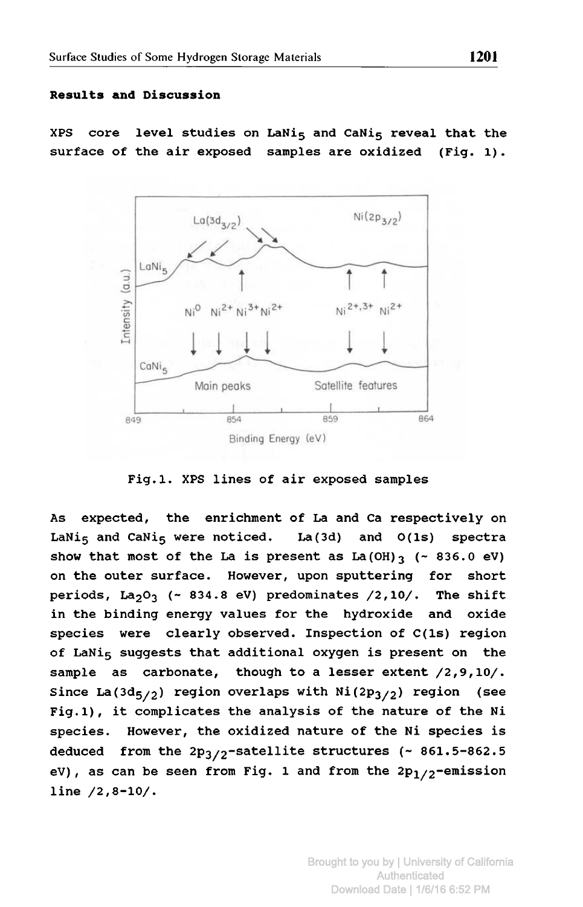**Results and Discussion**

XPS core level studies on $LaNi_5$ and $CaNi_5$ reveal that the surface of the air exposed samples are oxidized (Fig. 1).

Fig.1. XPS lines of air exposed samples

As expected, the enrichment of La and Ca respectively on $LaNi_5$ and $CaNi_5$ were noticed. La(3d) and O(1s) spectra show that most of the La is present as $La(OH)_3$ (~ 836.0 eV) on the outer surface. However, upon sputtering for short periods, $La_2O_3$ (~ 834.8 eV) predominates /2,10/. The shift in the binding energy values for the hydroxide and oxide species were clearly observed. Inspection of C(1s) region of $LaNi_5$ suggests that additional oxygen is present on the sample as carbonate, though to a lesser extent /2,9,10/. Since $La(3d_{5/2})$ region overlaps with $Ni(2p_{3/2})$ region (see Fig.1), it complicates the analysis of the nature of the Ni species. However, the oxidized nature of the Ni species is deduced from the $2p_{3/2}$-satellite structures (~ 861.5-862.5 eV), as can be seen from Fig. 1 and from the $2p_{1/2}$-emission line /2,8-10/.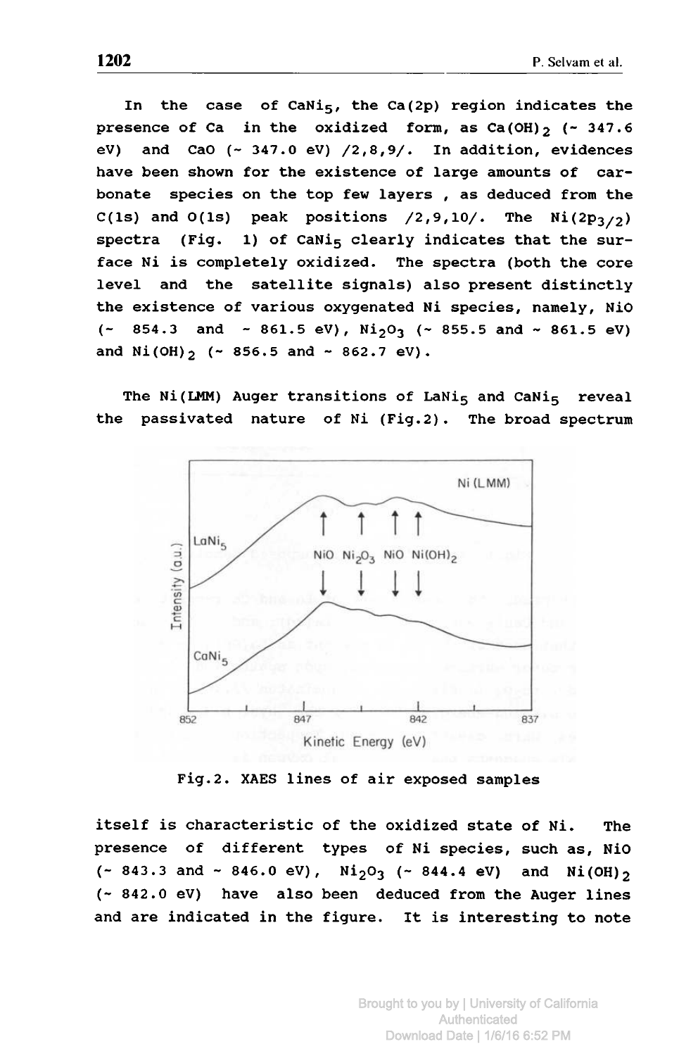In the case of $CaNi_5$, the Ca(2p) region indicates the presence of Ca in the oxidized form, as $Ca(OH)_2$ (~ 347.6 eV) and CaO (~ 347.0 eV) /2,8,9/. In addition, evidences have been shown for the existence of large amounts of carbonate species on the top few layers , as deduced from the C(1s) and O(1s) peak positions /2,9,10/. The $Ni(2p_{3/2})$ spectra (Fig. 1) of $CaNi_5$ clearly indicates that the surface Ni is completely oxidized. The spectra (both the core level and the satellite signals) also present distinctly the existence of various oxygenated Ni species, namely, NiO (~ 854.3 and ~ 861.5 eV), $Ni_2O_3$ (~ 855.5 and ~ 861.5 eV) and $Ni(OH)_2$ (~ 856.5 and ~ 862.7 eV).

The Ni(LMM) Auger transitions of $LaNi_5$ and $CaNi_5$ reveal the passivated nature of Ni (Fig.2). The broad spectrum

Fig.2. XAES lines of air exposed samples

itself is characteristic of the oxidized state of Ni. The presence of different types of Ni species, such as, NiO (~ 843.3 and ~ 846.0 eV), $Ni_2O_3$ (~ 844.4 eV) and $Ni(OH)_2$ (~ 842.0 eV) have also been deduced from the Auger lines and are indicated in the figure. It is interesting to note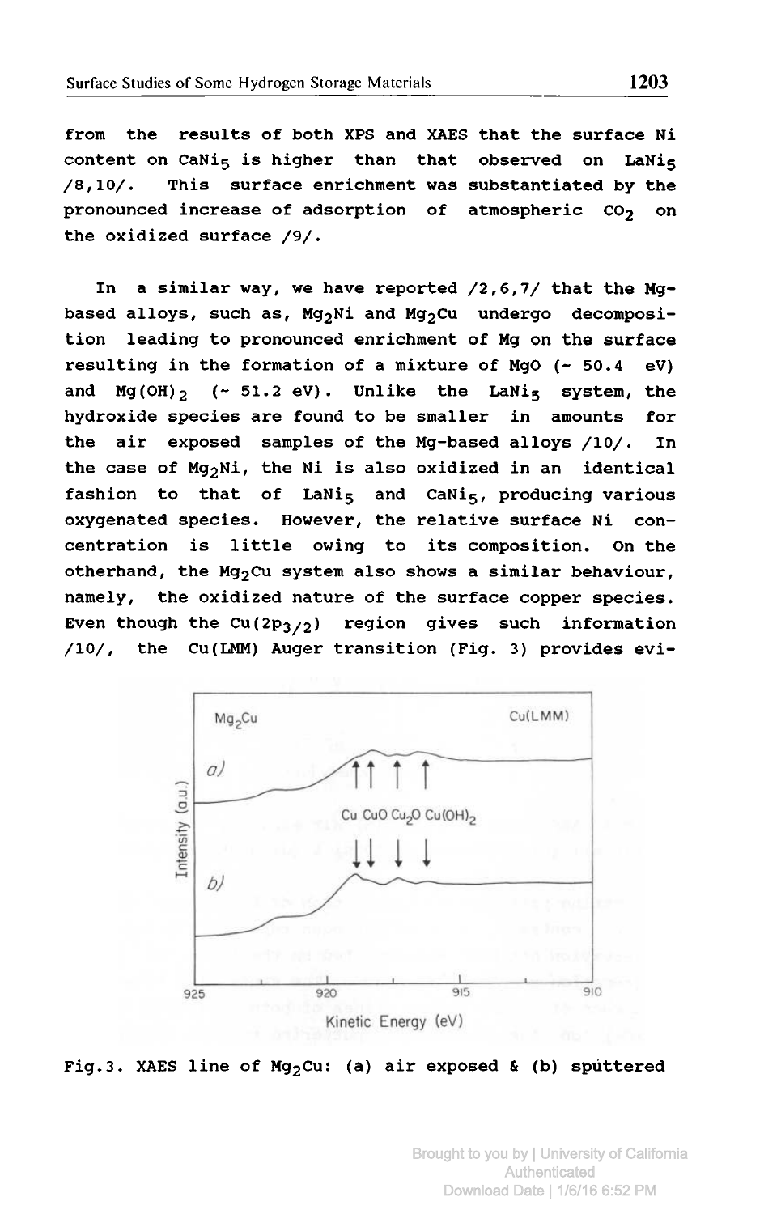from the results of both XPS and XAES that the surface Ni content on $CaNi_5$ is higher than that observed on $LaNi_5$ /8,10/. This surface enrichment was substantiated by the pronounced increase of adsorption of atmospheric $CO_2$ on the oxidized surface /9/.

In a similar way, we have reported /2,6,7/ that the Mg-based alloys, such as, $Mg_2Ni$ and $Mg_2Cu$ undergo decomposition leading to pronounced enrichment of Mg on the surface resulting in the formation of a mixture of MgO (~ 50.4 eV) and $Mg(OH)_2$ (~ 51.2 eV). Unlike the $LaNi_5$ system, the hydroxide species are found to be smaller in amounts for the air exposed samples of the Mg-based alloys /10/. In the case of $Mg_2Ni$, the Ni is also oxidized in an identical fashion to that of $LaNi_5$ and $CaNi_5$, producing various oxygenated species. However, the relative surface Ni concentration is little owing to its composition. On the otherhand, the $Mg_2Cu$ system also shows a similar behaviour, namely, the oxidized nature of the surface copper species. Even though the $Cu(2p_{3/2})$ region gives such information /10/, the Cu(LMM) Auger transition (Fig. 3) provides evi-

Fig.3. XAES line of $Mg_2Cu$: (a) air exposed & (b) sputtered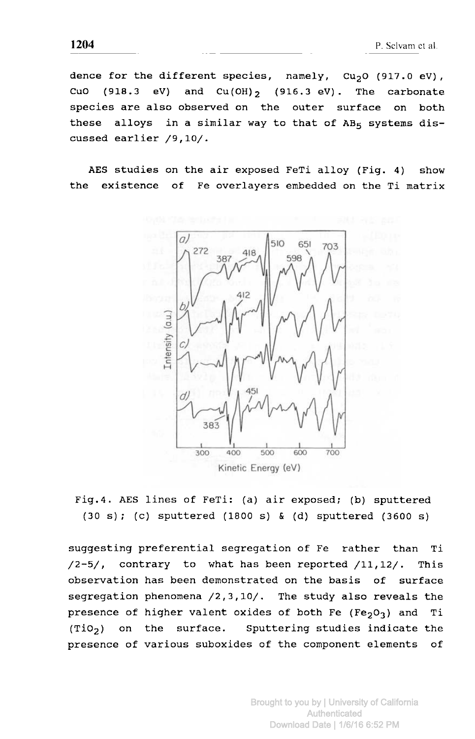dence for the different species, namely, $Cu_2O$ (917.0 eV), CuO (918.3 eV) and $Cu(OH)_2$ (916.3 eV). The carbonate species are also observed on the outer surface on both these alloys in a similar way to that of $AB_5$ systems discussed earlier /9,10/.

AES studies on the air exposed FeTi alloy (Fig. 4) show the existence of Fe overlayers embedded on the Ti matrix

Fig.4. AES lines of FeTi: (a) air exposed; (b) sputtered (30 s); (c) sputtered (1800 s) & (d) sputtered (3600 s)

suggesting preferential segregation of Fe rather than Ti /2-5/, contrary to what has been reported /11,12/. This observation has been demonstrated on the basis of surface segregation phenomena /2,3,10/. The study also reveals the presence of higher valent oxides of both Fe ($Fe_2O_3$) and Ti ($TiO_2$) on the surface. Sputtering studies indicate the presence of various suboxides of the component elements of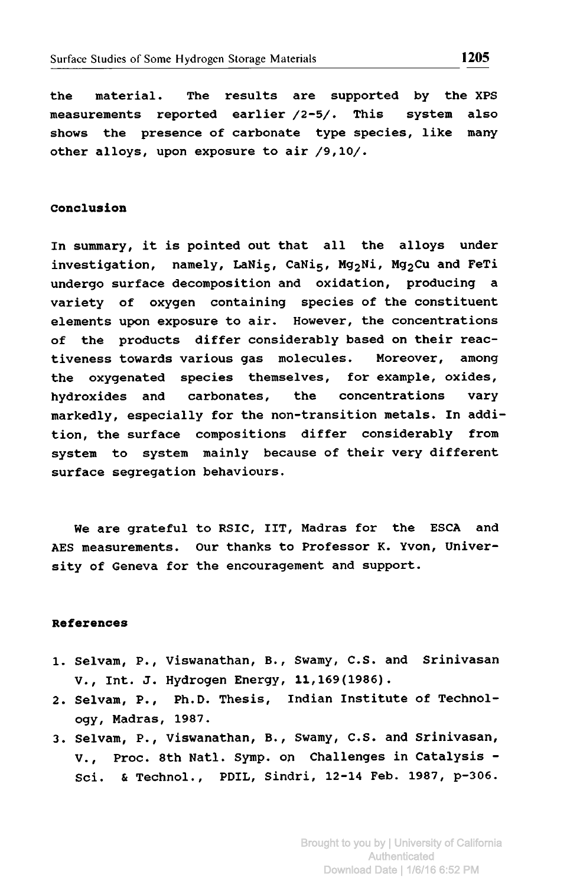the material. The results are supported by the XPS measurements reported earlier /2-5/. This system also shows the presence of carbonate type species, like many other alloys, upon exposure to air /9,10/.

## Conclusion

In summary, it is pointed out that all the alloys under investigation, namely, $LaNi_5$, $CaNi_5$, $Mg_2Ni$, $Mg_2Cu$ and FeTi undergo surface decomposition and oxidation, producing a variety of oxygen containing species of the constituent elements upon exposure to air. However, the concentrations of the products differ considerably based on their reactiveness towards various gas molecules. Moreover, among the oxygenated species themselves, for example, oxides, hydroxides and carbonates, the concentrations vary markedly, especially for the non-transition metals. In addition, the surface compositions differ considerably from system to system mainly because of their very different surface segregation behaviours.

We are grateful to RSIC, IIT, Madras for the ESCA and AES measurements. Our thanks to Professor K. Yvon, University of Geneva for the encouragement and support.

## References

1. Selvam, P., Viswanathan, B., Swamy, C.S. and Srinivasan V., Int. J. Hydrogen Energy, **11**,169(1986).
2. Selvam, P., Ph.D. Thesis, Indian Institute of Technology, Madras, 1987.
3. Selvam, P., Viswanathan, B., Swamy, C.S. and Srinivasan, V., Proc. 8th Natl. Symp. on Challenges in Catalysis - Sci. & Technol., PDIL, Sindri, 12-14 Feb. 1987, p-306.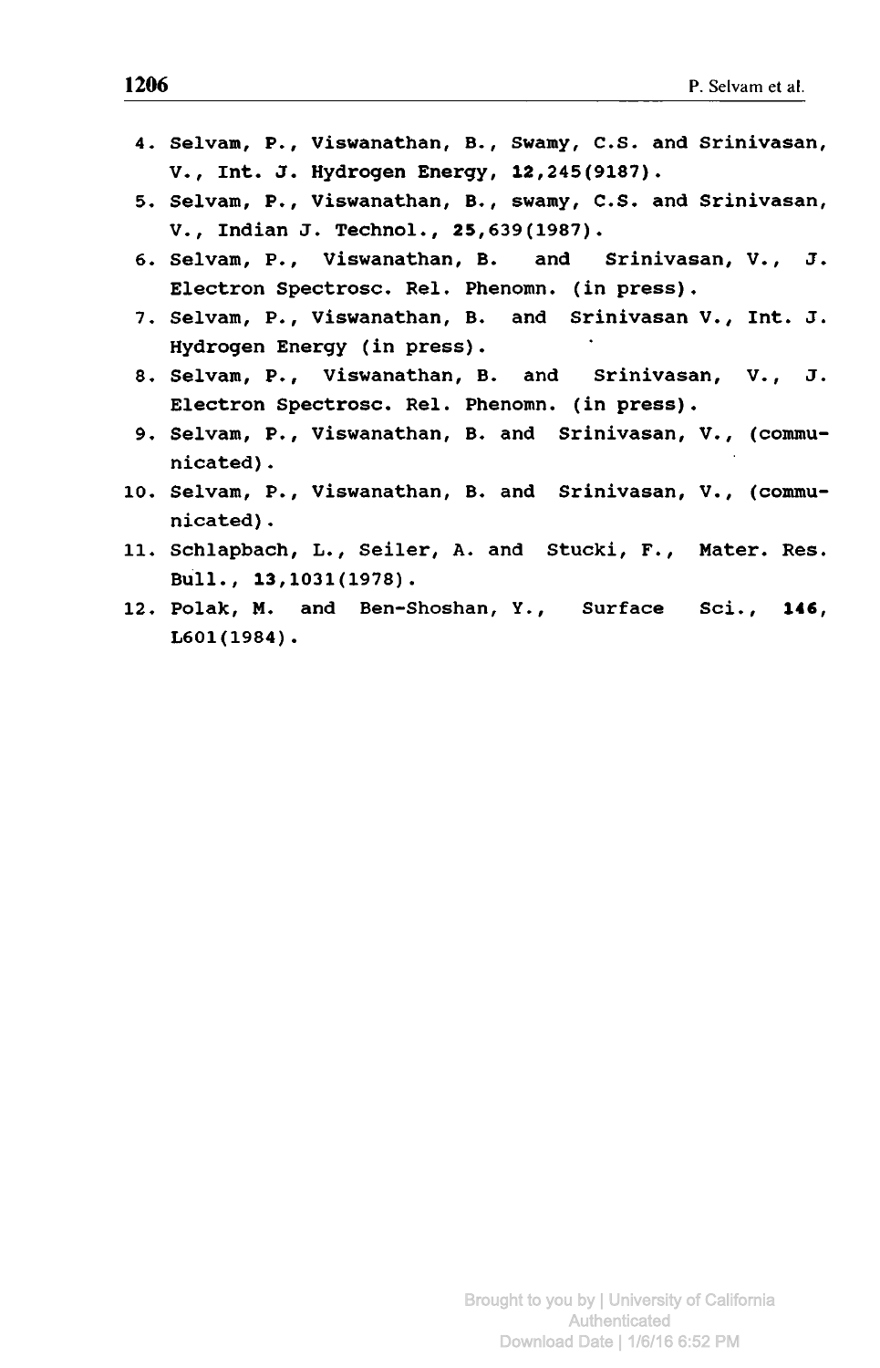4. Selvam, P., Viswanathan, B., Swamy, C.S. and Srinivasan, V., Int. J. Hydrogen Energy, **12**,245(9187).
5. Selvam, P., Viswanathan, B., swamy, C.S. and Srinivasan, V., Indian J. Technol., **25**,639(1987).
6. Selvam, P., Viswanathan, B. and Srinivasan, V., J. Electron Spectrosc. Rel. Phenomn. (in press).
7. Selvam, P., Viswanathan, B. and Srinivasan V., Int. J. Hydrogen Energy (in press).
8. Selvam, P., Viswanathan, B. and Srinivasan, V., J. Electron Spectrosc. Rel. Phenomn. (in press).
9. Selvam, P., Viswanathan, B. and Srinivasan, V., (communicated).
10. Selvam, P., Viswanathan, B. and Srinivasan, V., (communicated).
11. Schlapbach, L., Seiler, A. and Stucki, F., Mater. Res. Bull., **13**,1031(1978).
12. Polak, M. and Ben-Shoshan, Y., Surface Sci., **146**, L601(1984).